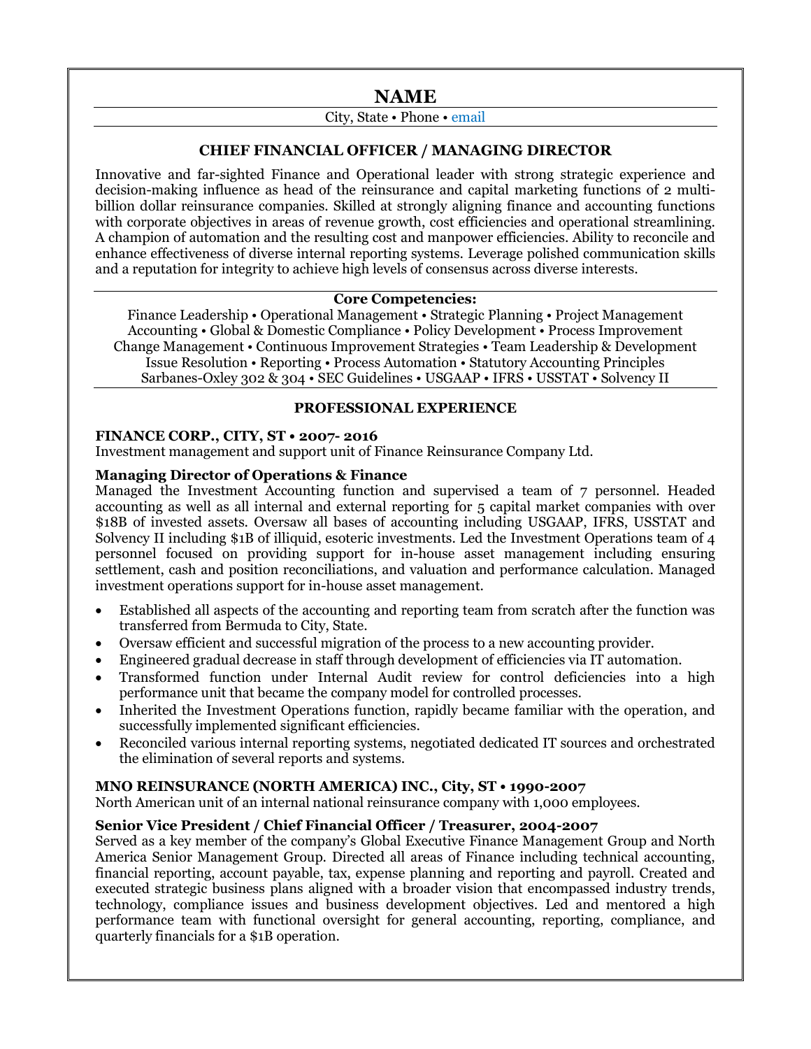# NAME

City, State • Phone • email

## CHIEF FINANCIAL OFFICER / MANAGING DIRECTOR

Innovative and far-sighted Finance and Operational leader with strong strategic experience and decision-making influence as head of the reinsurance and capital marketing functions of 2 multi-billion dollar reinsurance companies. Skilled at strongly aligning finance and accounting functions with corporate objectives in areas of revenue growth, cost efficiencies and operational streamlining. A champion of automation and the resulting cost and manpower efficiencies. Ability to reconcile and enhance effectiveness of diverse internal reporting systems. Leverage polished communication skills and a reputation for integrity to achieve high levels of consensus across diverse interests.

**Core Competencies:**

Finance Leadership • Operational Management • Strategic Planning • Project Management
Accounting • Global & Domestic Compliance • Policy Development • Process Improvement
Change Management • Continuous Improvement Strategies • Team Leadership & Development
Issue Resolution • Reporting • Process Automation • Statutory Accounting Principles
Sarbanes-Oxley 302 & 304 • SEC Guidelines • USGAAP • IFRS • USSTAT • Solvency II

## PROFESSIONAL EXPERIENCE

**FINANCE CORP., CITY, ST • 2007- 2016**

Investment management and support unit of Finance Reinsurance Company Ltd.

**Managing Director of Operations & Finance**

Managed the Investment Accounting function and supervised a team of 7 personnel. Headed accounting as well as all internal and external reporting for 5 capital market companies with over $18B of invested assets. Oversaw all bases of accounting including USGAAP, IFRS, USSTAT and Solvency II including $1B of illiquid, esoteric investments. Led the Investment Operations team of 4 personnel focused on providing support for in-house asset management including ensuring settlement, cash and position reconciliations, and valuation and performance calculation. Managed investment operations support for in-house asset management.

- Established all aspects of the accounting and reporting team from scratch after the function was transferred from Bermuda to City, State.
- Oversaw efficient and successful migration of the process to a new accounting provider.
- Engineered gradual decrease in staff through development of efficiencies via IT automation.
- Transformed function under Internal Audit review for control deficiencies into a high performance unit that became the company model for controlled processes.
- Inherited the Investment Operations function, rapidly became familiar with the operation, and successfully implemented significant efficiencies.
- Reconciled various internal reporting systems, negotiated dedicated IT sources and orchestrated the elimination of several reports and systems.

**MNO REINSURANCE (NORTH AMERICA) INC., City, ST • 1990-2007**

North American unit of an internal national reinsurance company with 1,000 employees.

**Senior Vice President / Chief Financial Officer / Treasurer, 2004-2007**

Served as a key member of the company's Global Executive Finance Management Group and North America Senior Management Group. Directed all areas of Finance including technical accounting, financial reporting, account payable, tax, expense planning and reporting and payroll. Created and executed strategic business plans aligned with a broader vision that encompassed industry trends, technology, compliance issues and business development objectives. Led and mentored a high performance team with functional oversight for general accounting, reporting, compliance, and quarterly financials for a $1B operation.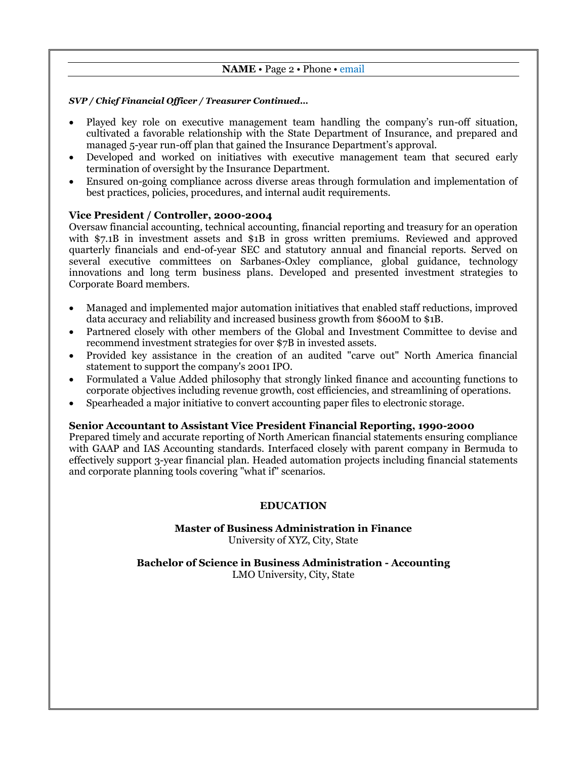***SVP / Chief Financial Officer / Treasurer Continued…***

- Played key role on executive management team handling the company's run-off situation, cultivated a favorable relationship with the State Department of Insurance, and prepared and managed 5-year run-off plan that gained the Insurance Department's approval.
- Developed and worked on initiatives with executive management team that secured early termination of oversight by the Insurance Department.
- Ensured on-going compliance across diverse areas through formulation and implementation of best practices, policies, procedures, and internal audit requirements.

**Vice President / Controller, 2000-2004**
Oversaw financial accounting, technical accounting, financial reporting and treasury for an operation with $7.1B in investment assets and $1B in gross written premiums. Reviewed and approved quarterly financials and end-of-year SEC and statutory annual and financial reports. Served on several executive committees on Sarbanes-Oxley compliance, global guidance, technology innovations and long term business plans. Developed and presented investment strategies to Corporate Board members.

- Managed and implemented major automation initiatives that enabled staff reductions, improved data accuracy and reliability and increased business growth from $600M to $1B.
- Partnered closely with other members of the Global and Investment Committee to devise and recommend investment strategies for over $7B in invested assets.
- Provided key assistance in the creation of an audited "carve out" North America financial statement to support the company's 2001 IPO.
- Formulated a Value Added philosophy that strongly linked finance and accounting functions to corporate objectives including revenue growth, cost efficiencies, and streamlining of operations.
- Spearheaded a major initiative to convert accounting paper files to electronic storage.

**Senior Accountant to Assistant Vice President Financial Reporting, 1990-2000**
Prepared timely and accurate reporting of North American financial statements ensuring compliance with GAAP and IAS Accounting standards. Interfaced closely with parent company in Bermuda to effectively support 3-year financial plan. Headed automation projects including financial statements and corporate planning tools covering "what if" scenarios.

## EDUCATION

**Master of Business Administration in Finance**
University of XYZ, City, State

**Bachelor of Science in Business Administration - Accounting**
LMO University, City, State